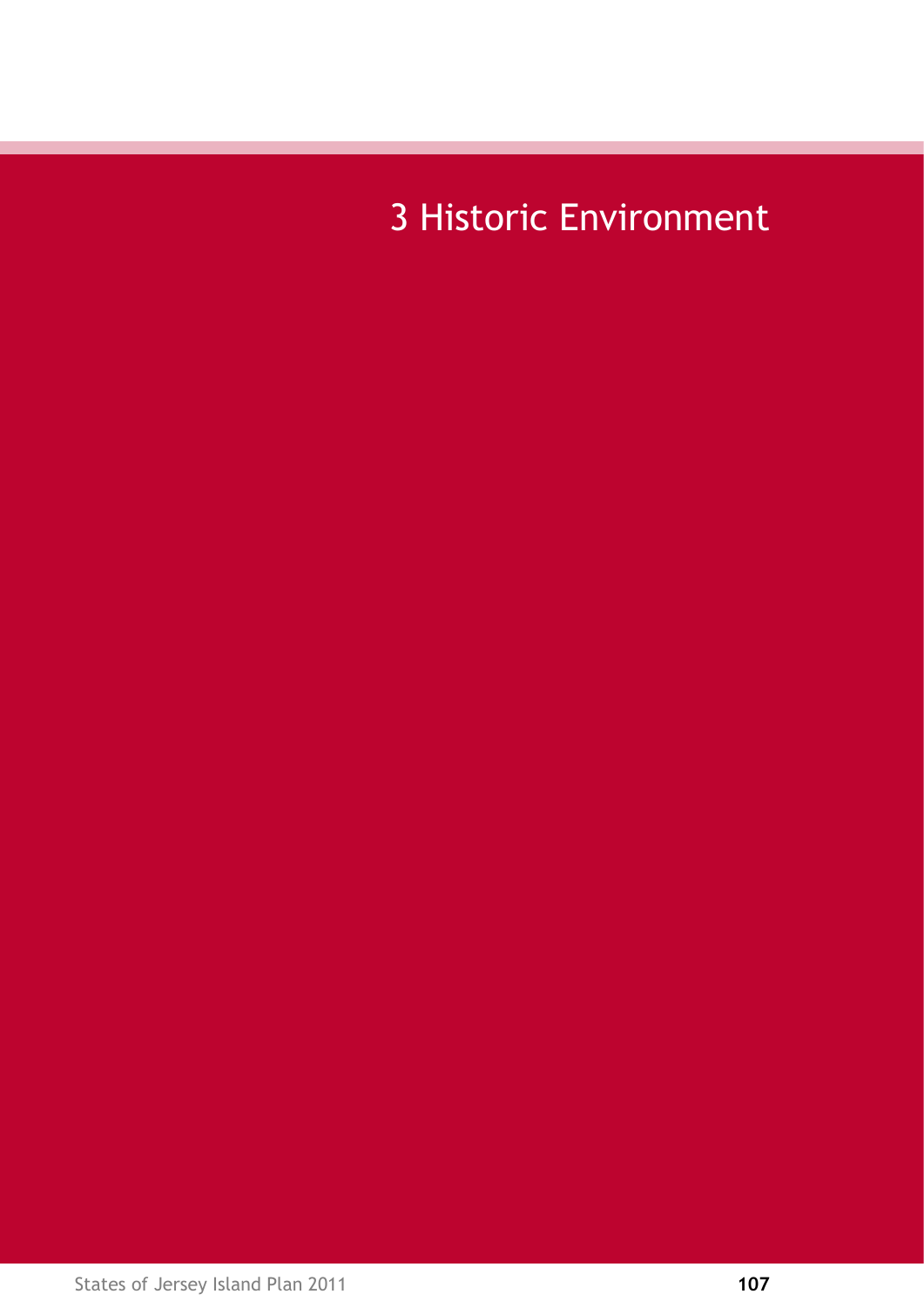# 3 Historic Environment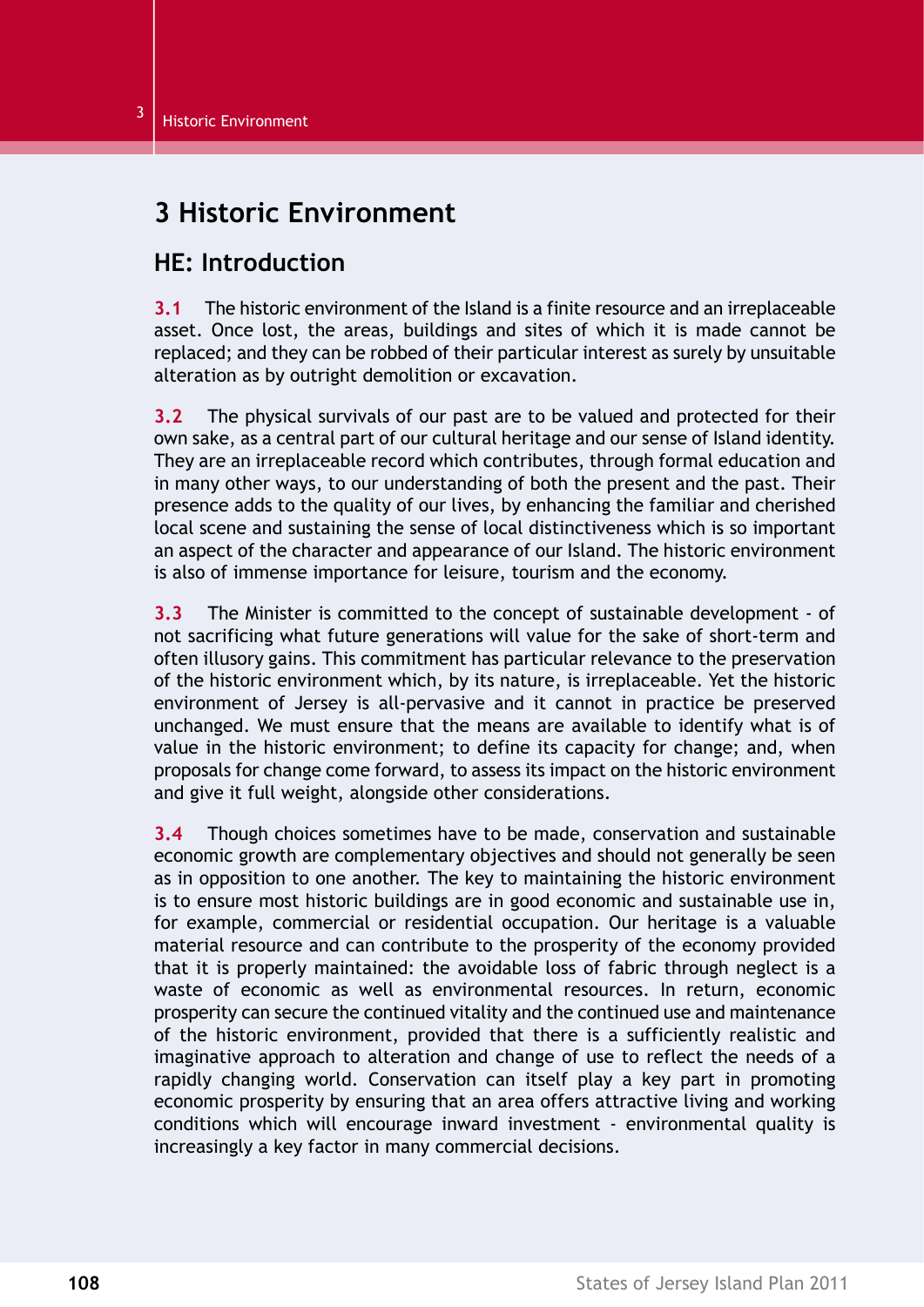# 3 Historic Environment

## HE: Introduction

**3.1** The historic environment of the Island is a finite resource and an irreplaceable asset. Once lost, the areas, buildings and sites of which it is made cannot be replaced; and they can be robbed of their particular interest as surely by unsuitable alteration as by outright demolition or excavation.

**3.2** The physical survivals of our past are to be valued and protected for their own sake, as a central part of our cultural heritage and our sense of Island identity. They are an irreplaceable record which contributes, through formal education and in many other ways, to our understanding of both the present and the past. Their presence adds to the quality of our lives, by enhancing the familiar and cherished local scene and sustaining the sense of local distinctiveness which is so important an aspect of the character and appearance of our Island. The historic environment is also of immense importance for leisure, tourism and the economy.

**3.3** The Minister is committed to the concept of sustainable development - of not sacrificing what future generations will value for the sake of short-term and often illusory gains. This commitment has particular relevance to the preservation of the historic environment which, by its nature, is irreplaceable. Yet the historic environment of Jersey is all-pervasive and it cannot in practice be preserved unchanged. We must ensure that the means are available to identify what is of value in the historic environment; to define its capacity for change; and, when proposals for change come forward, to assess its impact on the historic environment and give it full weight, alongside other considerations.

**3.4** Though choices sometimes have to be made, conservation and sustainable economic growth are complementary objectives and should not generally be seen as in opposition to one another. The key to maintaining the historic environment is to ensure most historic buildings are in good economic and sustainable use in, for example, commercial or residential occupation. Our heritage is a valuable material resource and can contribute to the prosperity of the economy provided that it is properly maintained: the avoidable loss of fabric through neglect is a waste of economic as well as environmental resources. In return, economic prosperity can secure the continued vitality and the continued use and maintenance of the historic environment, provided that there is a sufficiently realistic and imaginative approach to alteration and change of use to reflect the needs of a rapidly changing world. Conservation can itself play a key part in promoting economic prosperity by ensuring that an area offers attractive living and working conditions which will encourage inward investment - environmental quality is increasingly a key factor in many commercial decisions.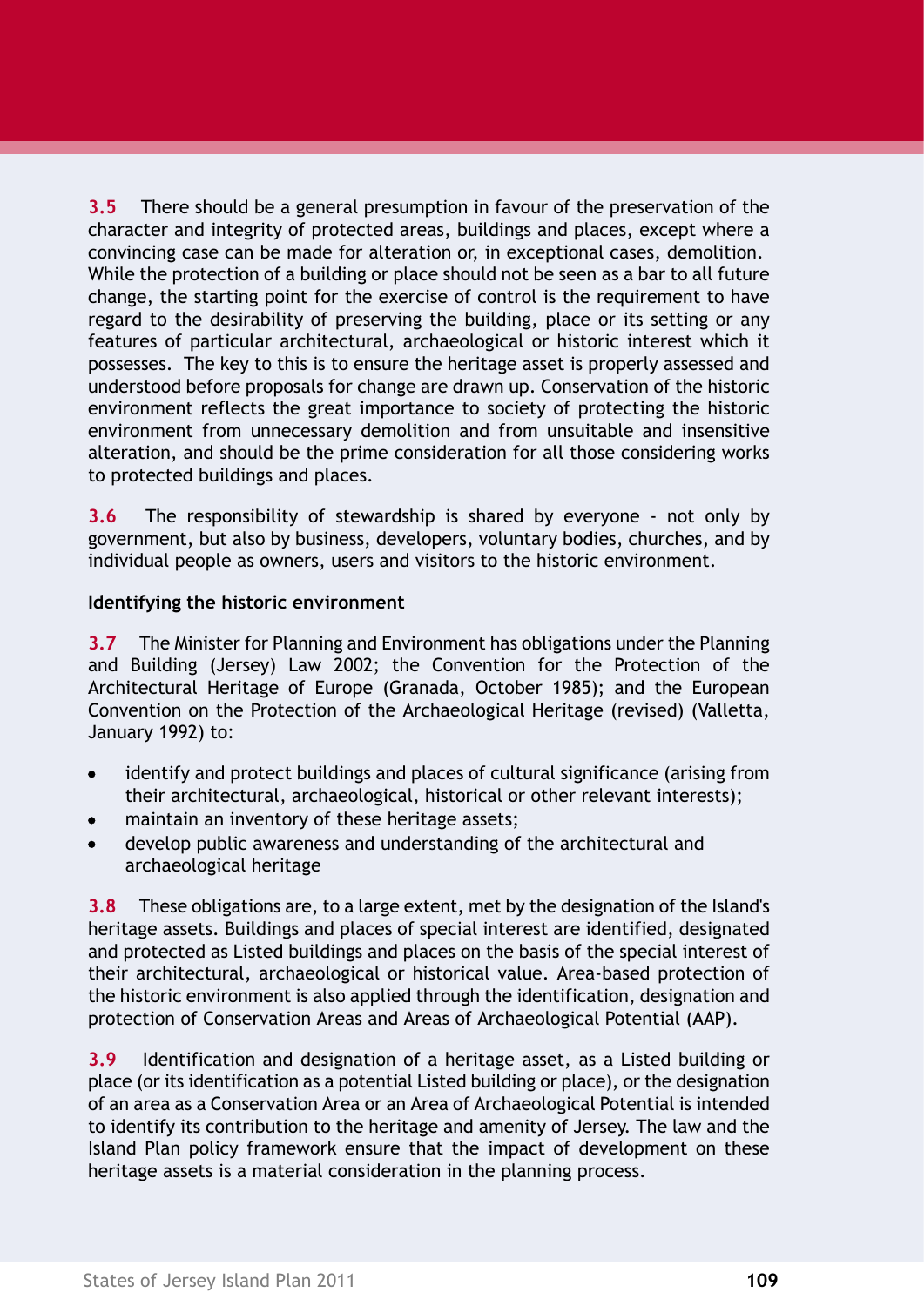**3.5** There should be a general presumption in favour of the preservation of the character and integrity of protected areas, buildings and places, except where a convincing case can be made for alteration or, in exceptional cases, demolition. While the protection of a building or place should not be seen as a bar to all future change, the starting point for the exercise of control is the requirement to have regard to the desirability of preserving the building, place or its setting or any features of particular architectural, archaeological or historic interest which it possesses. The key to this is to ensure the heritage asset is properly assessed and understood before proposals for change are drawn up. Conservation of the historic environment reflects the great importance to society of protecting the historic environment from unnecessary demolition and from unsuitable and insensitive alteration, and should be the prime consideration for all those considering works to protected buildings and places.

**3.6** The responsibility of stewardship is shared by everyone - not only by government, but also by business, developers, voluntary bodies, churches, and by individual people as owners, users and visitors to the historic environment.

**Identifying the historic environment**

**3.7** The Minister for Planning and Environment has obligations under the Planning and Building (Jersey) Law 2002; the Convention for the Protection of the Architectural Heritage of Europe (Granada, October 1985); and the European Convention on the Protection of the Archaeological Heritage (revised) (Valletta, January 1992) to:

- identify and protect buildings and places of cultural significance (arising from their architectural, archaeological, historical or other relevant interests);
- maintain an inventory of these heritage assets;
- develop public awareness and understanding of the architectural and archaeological heritage

**3.8** These obligations are, to a large extent, met by the designation of the Island's heritage assets. Buildings and places of special interest are identified, designated and protected as Listed buildings and places on the basis of the special interest of their architectural, archaeological or historical value. Area-based protection of the historic environment is also applied through the identification, designation and protection of Conservation Areas and Areas of Archaeological Potential (AAP).

**3.9** Identification and designation of a heritage asset, as a Listed building or place (or its identification as a potential Listed building or place), or the designation of an area as a Conservation Area or an Area of Archaeological Potential is intended to identify its contribution to the heritage and amenity of Jersey. The law and the Island Plan policy framework ensure that the impact of development on these heritage assets is a material consideration in the planning process.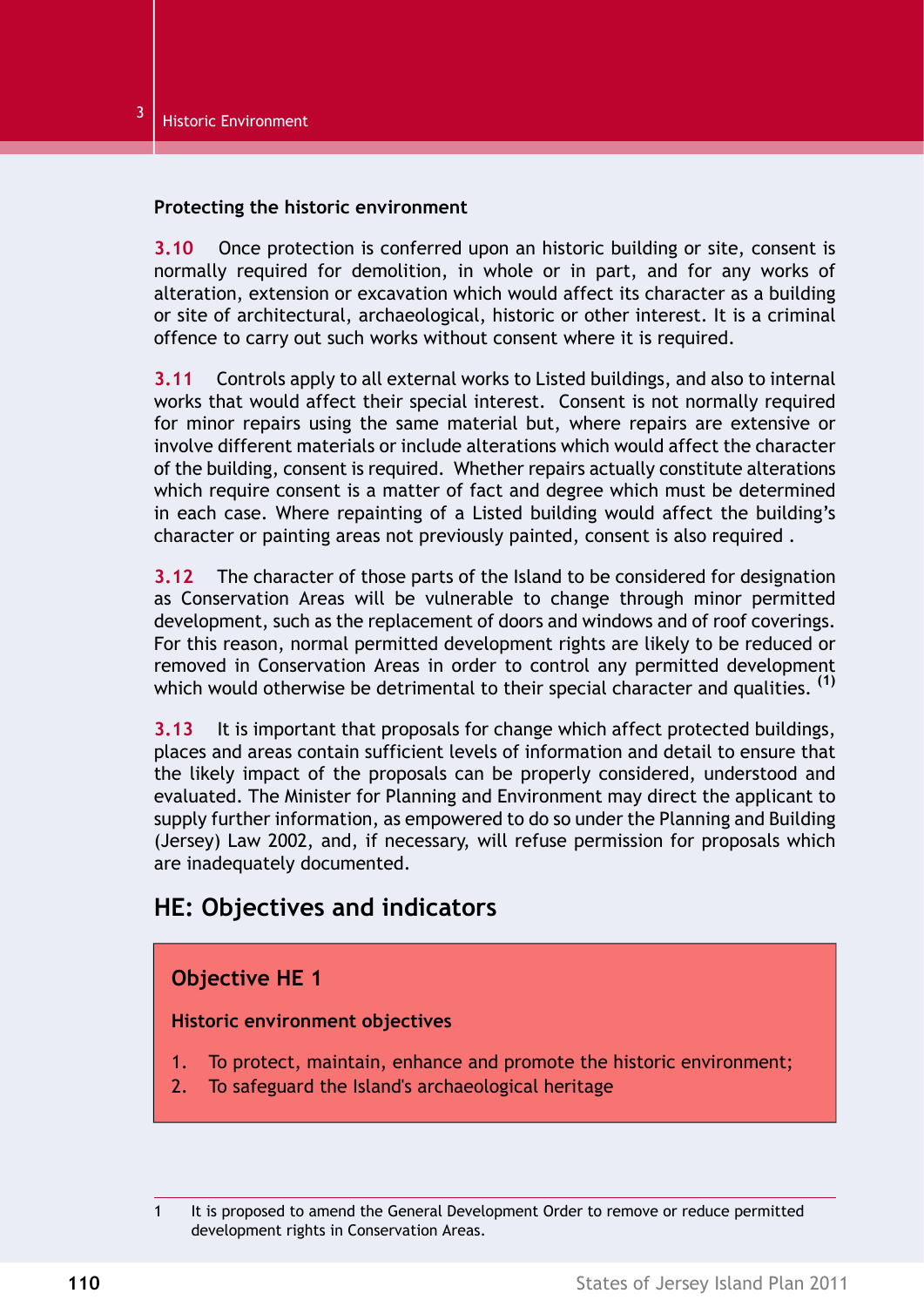### Protecting the historic environment

**3.10** Once protection is conferred upon an historic building or site, consent is normally required for demolition, in whole or in part, and for any works of alteration, extension or excavation which would affect its character as a building or site of architectural, archaeological, historic or other interest. It is a criminal offence to carry out such works without consent where it is required.

**3.11** Controls apply to all external works to Listed buildings, and also to internal works that would affect their special interest. Consent is not normally required for minor repairs using the same material but, where repairs are extensive or involve different materials or include alterations which would affect the character of the building, consent is required. Whether repairs actually constitute alterations which require consent is a matter of fact and degree which must be determined in each case. Where repainting of a Listed building would affect the building's character or painting areas not previously painted, consent is also required .

**3.12** The character of those parts of the Island to be considered for designation as Conservation Areas will be vulnerable to change through minor permitted development, such as the replacement of doors and windows and of roof coverings. For this reason, normal permitted development rights are likely to be reduced or removed in Conservation Areas in order to control any permitted development which would otherwise be detrimental to their special character and qualities. [1]

**3.13** It is important that proposals for change which affect protected buildings, places and areas contain sufficient levels of information and detail to ensure that the likely impact of the proposals can be properly considered, understood and evaluated. The Minister for Planning and Environment may direct the applicant to supply further information, as empowered to do so under the Planning and Building (Jersey) Law 2002, and, if necessary, will refuse permission for proposals which are inadequately documented.

## HE: Objectives and indicators

### Objective HE 1

**Historic environment objectives**

1. To protect, maintain, enhance and promote the historic environment;
2. To safeguard the Island's archaeological heritage

---

1 It is proposed to amend the General Development Order to remove or reduce permitted development rights in Conservation Areas.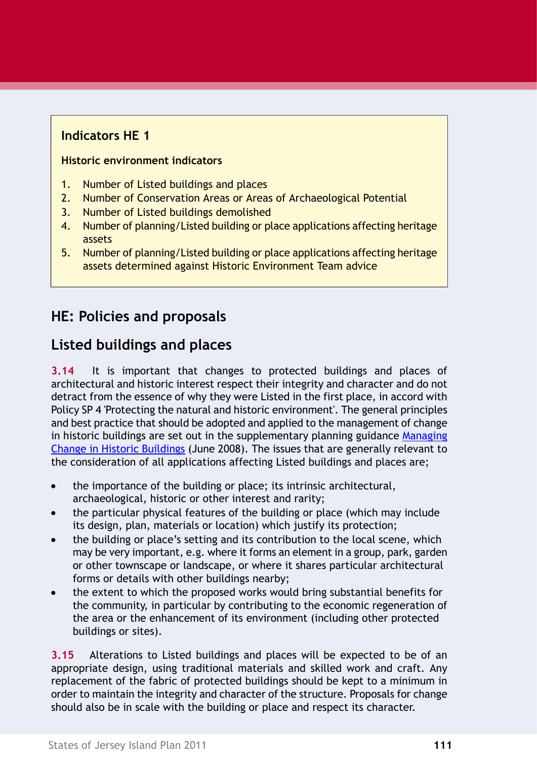**Indicators HE 1**

**Historic environment indicators**

1. Number of Listed buildings and places
2. Number of Conservation Areas or Areas of Archaeological Potential
3. Number of Listed buildings demolished
4. Number of planning/Listed building or place applications affecting heritage assets
5. Number of planning/Listed building or place applications affecting heritage assets determined against Historic Environment Team advice

## HE: Policies and proposals

## Listed buildings and places

**3.14** It is important that changes to protected buildings and places of architectural and historic interest respect their integrity and character and do not detract from the essence of why they were Listed in the first place, in accord with Policy SP 4 'Protecting the natural and historic environment'. The general principles and best practice that should be adopted and applied to the management of change in historic buildings are set out in the supplementary planning guidance Managing Change in Historic Buildings (June 2008). The issues that are generally relevant to the consideration of all applications affecting Listed buildings and places are;

- the importance of the building or place; its intrinsic architectural, archaeological, historic or other interest and rarity;
- the particular physical features of the building or place (which may include its design, plan, materials or location) which justify its protection;
- the building or place's setting and its contribution to the local scene, which may be very important, e.g. where it forms an element in a group, park, garden or other townscape or landscape, or where it shares particular architectural forms or details with other buildings nearby;
- the extent to which the proposed works would bring substantial benefits for the community, in particular by contributing to the economic regeneration of the area or the enhancement of its environment (including other protected buildings or sites).

**3.15** Alterations to Listed buildings and places will be expected to be of an appropriate design, using traditional materials and skilled work and craft. Any replacement of the fabric of protected buildings should be kept to a minimum in order to maintain the integrity and character of the structure. Proposals for change should also be in scale with the building or place and respect its character.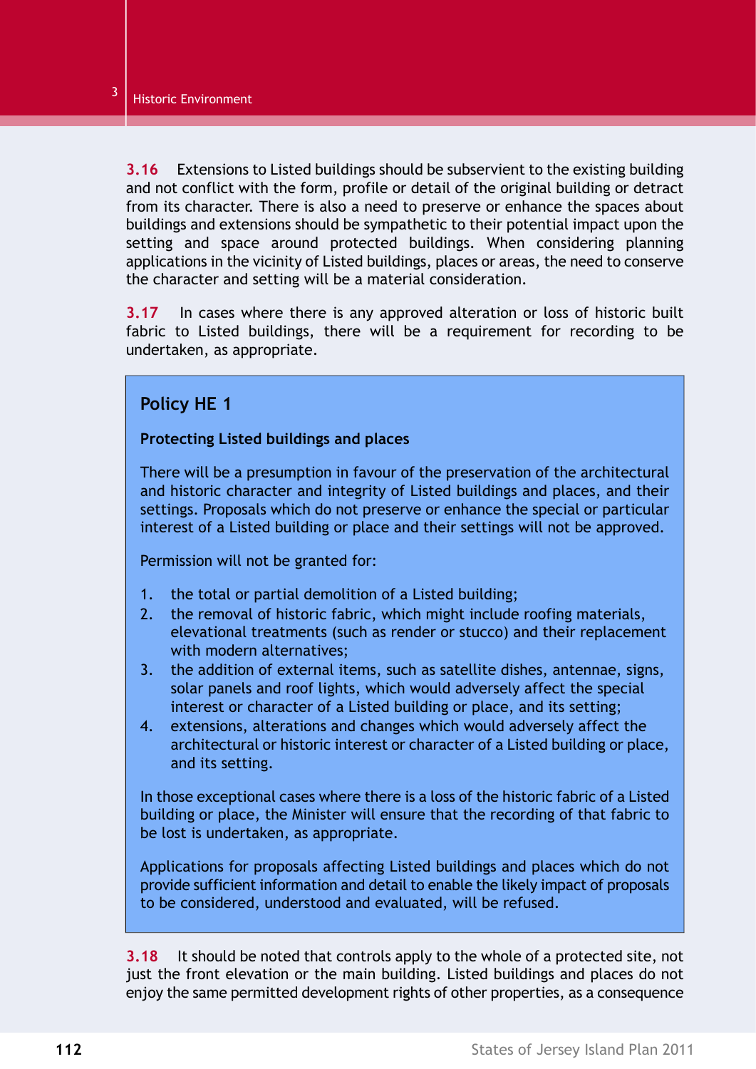**3.16** Extensions to Listed buildings should be subservient to the existing building and not conflict with the form, profile or detail of the original building or detract from its character. There is also a need to preserve or enhance the spaces about buildings and extensions should be sympathetic to their potential impact upon the setting and space around protected buildings. When considering planning applications in the vicinity of Listed buildings, places or areas, the need to conserve the character and setting will be a material consideration.

**3.17** In cases where there is any approved alteration or loss of historic built fabric to Listed buildings, there will be a requirement for recording to be undertaken, as appropriate.

## Policy HE 1

**Protecting Listed buildings and places**

There will be a presumption in favour of the preservation of the architectural and historic character and integrity of Listed buildings and places, and their settings. Proposals which do not preserve or enhance the special or particular interest of a Listed building or place and their settings will not be approved.

Permission will not be granted for:

1. the total or partial demolition of a Listed building;
2. the removal of historic fabric, which might include roofing materials, elevational treatments (such as render or stucco) and their replacement with modern alternatives;
3. the addition of external items, such as satellite dishes, antennae, signs, solar panels and roof lights, which would adversely affect the special interest or character of a Listed building or place, and its setting;
4. extensions, alterations and changes which would adversely affect the architectural or historic interest or character of a Listed building or place, and its setting.

In those exceptional cases where there is a loss of the historic fabric of a Listed building or place, the Minister will ensure that the recording of that fabric to be lost is undertaken, as appropriate.

Applications for proposals affecting Listed buildings and places which do not provide sufficient information and detail to enable the likely impact of proposals to be considered, understood and evaluated, will be refused.

**3.18** It should be noted that controls apply to the whole of a protected site, not just the front elevation or the main building. Listed buildings and places do not enjoy the same permitted development rights of other properties, as a consequence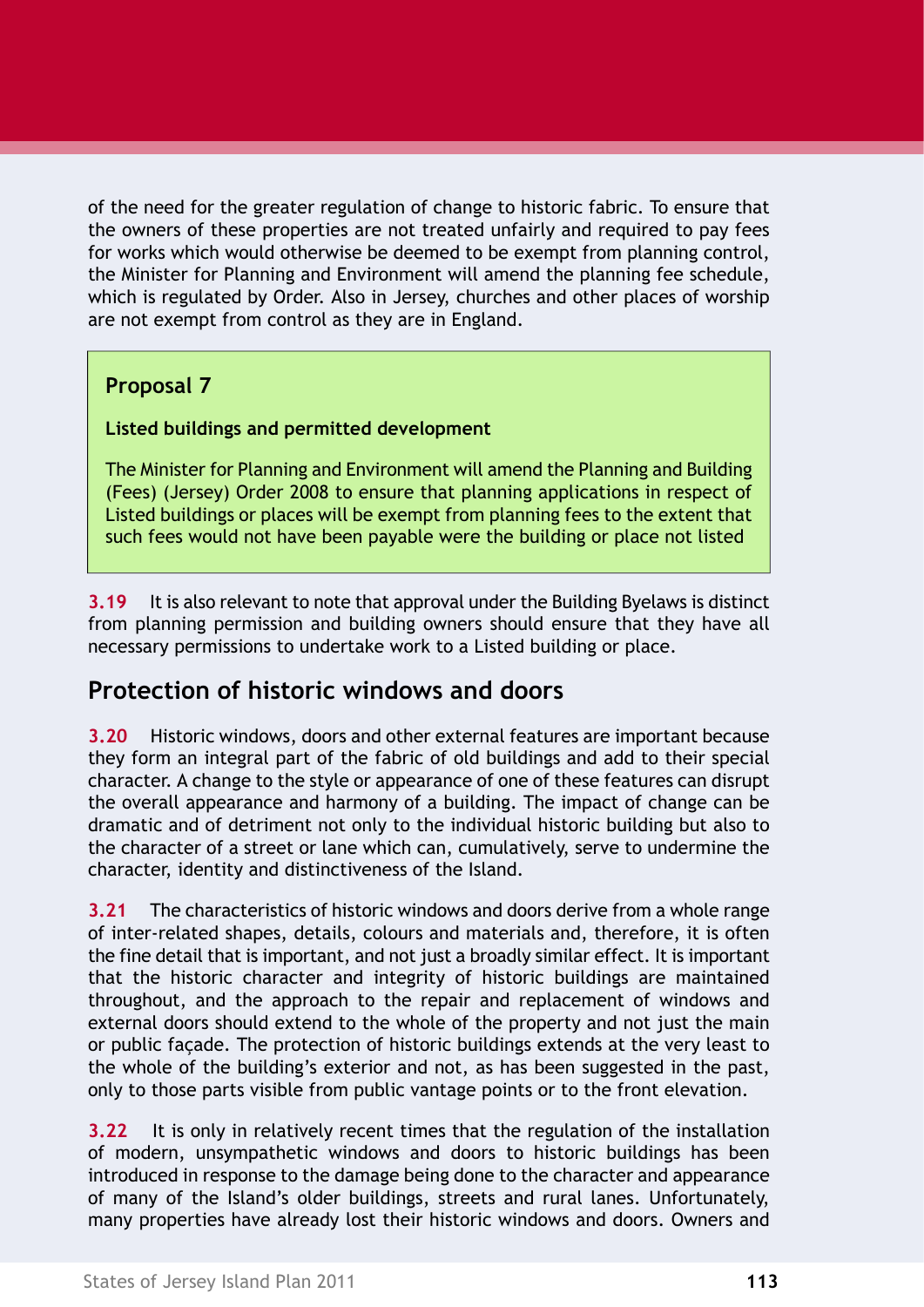of the need for the greater regulation of change to historic fabric. To ensure that the owners of these properties are not treated unfairly and required to pay fees for works which would otherwise be deemed to be exempt from planning control, the Minister for Planning and Environment will amend the planning fee schedule, which is regulated by Order. Also in Jersey, churches and other places of worship are not exempt from control as they are in England.

> **Proposal 7**
>
> **Listed buildings and permitted development**
>
> The Minister for Planning and Environment will amend the Planning and Building (Fees) (Jersey) Order 2008 to ensure that planning applications in respect of Listed buildings or places will be exempt from planning fees to the extent that such fees would not have been payable were the building or place not listed

**3.19** It is also relevant to note that approval under the Building Byelaws is distinct from planning permission and building owners should ensure that they have all necessary permissions to undertake work to a Listed building or place.

## Protection of historic windows and doors

**3.20** Historic windows, doors and other external features are important because they form an integral part of the fabric of old buildings and add to their special character. A change to the style or appearance of one of these features can disrupt the overall appearance and harmony of a building. The impact of change can be dramatic and of detriment not only to the individual historic building but also to the character of a street or lane which can, cumulatively, serve to undermine the character, identity and distinctiveness of the Island.

**3.21** The characteristics of historic windows and doors derive from a whole range of inter-related shapes, details, colours and materials and, therefore, it is often the fine detail that is important, and not just a broadly similar effect. It is important that the historic character and integrity of historic buildings are maintained throughout, and the approach to the repair and replacement of windows and external doors should extend to the whole of the property and not just the main or public façade. The protection of historic buildings extends at the very least to the whole of the building's exterior and not, as has been suggested in the past, only to those parts visible from public vantage points or to the front elevation.

**3.22** It is only in relatively recent times that the regulation of the installation of modern, unsympathetic windows and doors to historic buildings has been introduced in response to the damage being done to the character and appearance of many of the Island's older buildings, streets and rural lanes. Unfortunately, many properties have already lost their historic windows and doors. Owners and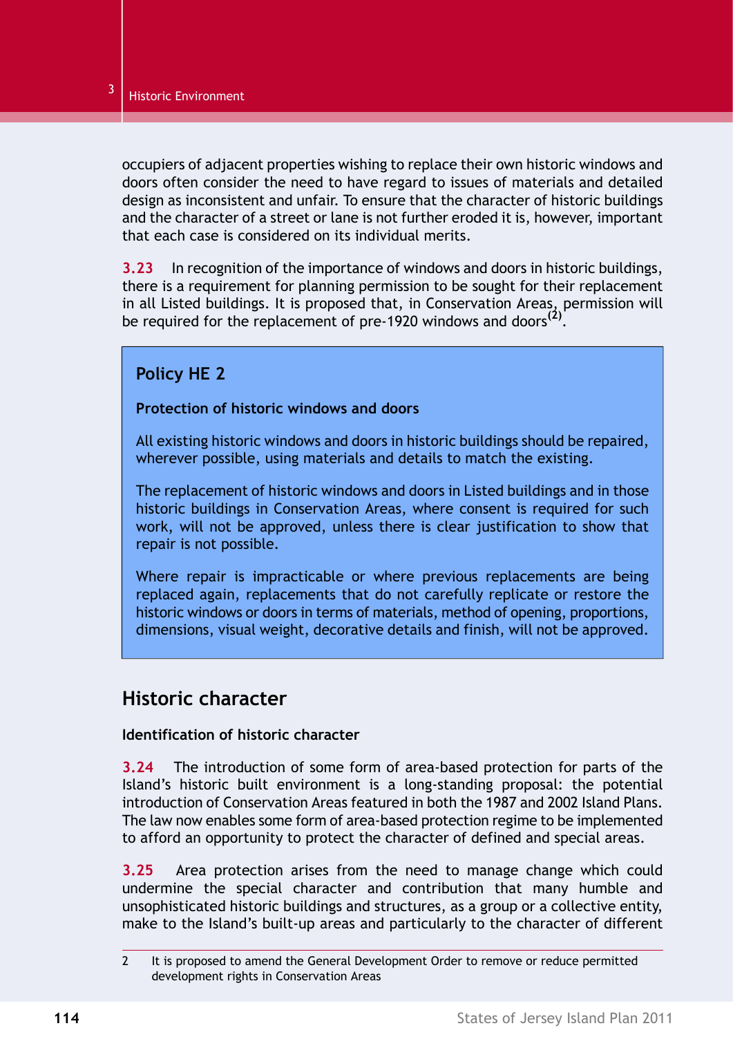occupiers of adjacent properties wishing to replace their own historic windows and doors often consider the need to have regard to issues of materials and detailed design as inconsistent and unfair. To ensure that the character of historic buildings and the character of a street or lane is not further eroded it is, however, important that each case is considered on its individual merits.

**3.23** In recognition of the importance of windows and doors in historic buildings, there is a requirement for planning permission to be sought for their replacement in all Listed buildings. It is proposed that, in Conservation Areas, permission will be required for the replacement of pre-1920 windows and doors[2].

> **Policy HE 2**
>
> **Protection of historic windows and doors**
>
> All existing historic windows and doors in historic buildings should be repaired, wherever possible, using materials and details to match the existing.
>
> The replacement of historic windows and doors in Listed buildings and in those historic buildings in Conservation Areas, where consent is required for such work, will not be approved, unless there is clear justification to show that repair is not possible.
>
> Where repair is impracticable or where previous replacements are being replaced again, replacements that do not carefully replicate or restore the historic windows or doors in terms of materials, method of opening, proportions, dimensions, visual weight, decorative details and finish, will not be approved.

## Historic character

### Identification of historic character

**3.24** The introduction of some form of area-based protection for parts of the Island's historic built environment is a long-standing proposal: the potential introduction of Conservation Areas featured in both the 1987 and 2002 Island Plans. The law now enables some form of area-based protection regime to be implemented to afford an opportunity to protect the character of defined and special areas.

**3.25** Area protection arises from the need to manage change which could undermine the special character and contribution that many humble and unsophisticated historic buildings and structures, as a group or a collective entity, make to the Island's built-up areas and particularly to the character of different

2 It is proposed to amend the General Development Order to remove or reduce permitted development rights in Conservation Areas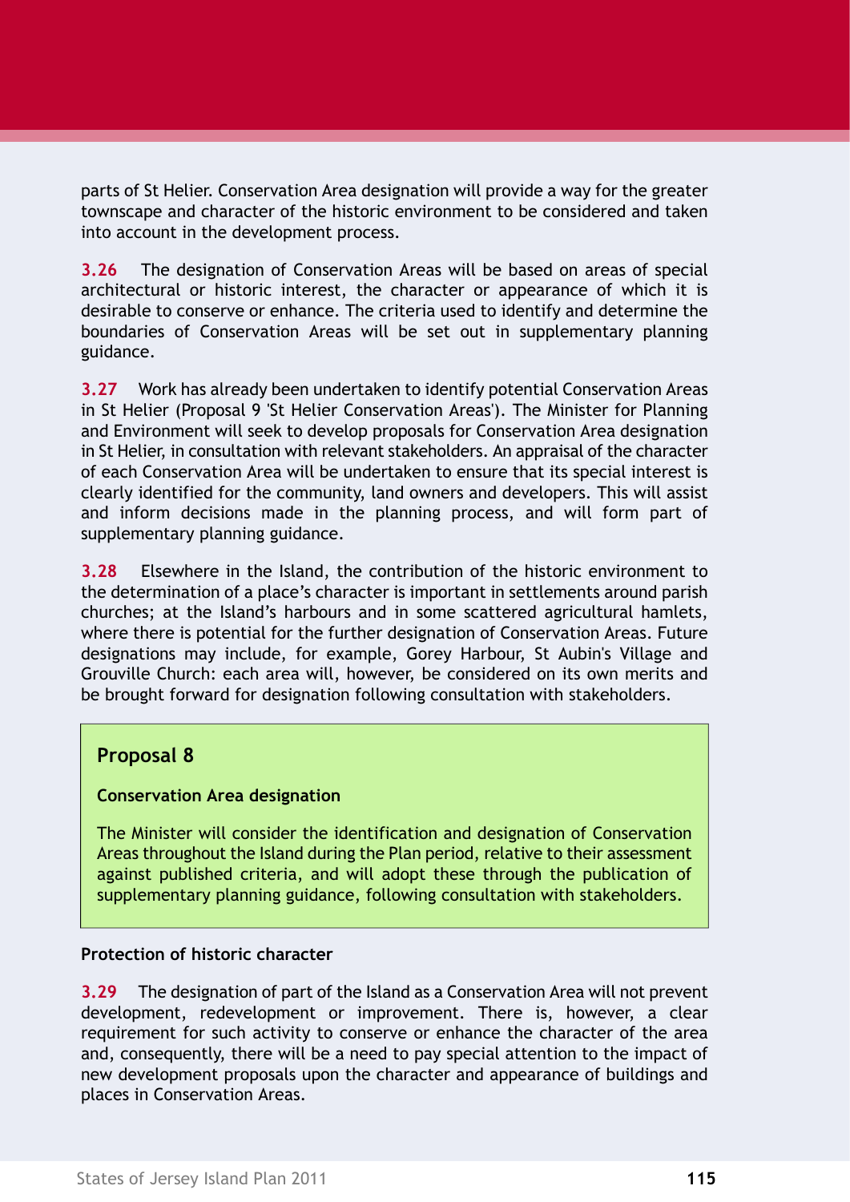parts of St Helier. Conservation Area designation will provide a way for the greater townscape and character of the historic environment to be considered and taken into account in the development process.

**3.26** The designation of Conservation Areas will be based on areas of special architectural or historic interest, the character or appearance of which it is desirable to conserve or enhance. The criteria used to identify and determine the boundaries of Conservation Areas will be set out in supplementary planning guidance.

**3.27** Work has already been undertaken to identify potential Conservation Areas in St Helier (Proposal 9 'St Helier Conservation Areas'). The Minister for Planning and Environment will seek to develop proposals for Conservation Area designation in St Helier, in consultation with relevant stakeholders. An appraisal of the character of each Conservation Area will be undertaken to ensure that its special interest is clearly identified for the community, land owners and developers. This will assist and inform decisions made in the planning process, and will form part of supplementary planning guidance.

**3.28** Elsewhere in the Island, the contribution of the historic environment to the determination of a place's character is important in settlements around parish churches; at the Island's harbours and in some scattered agricultural hamlets, where there is potential for the further designation of Conservation Areas. Future designations may include, for example, Gorey Harbour, St Aubin's Village and Grouville Church: each area will, however, be considered on its own merits and be brought forward for designation following consultation with stakeholders.

## Proposal 8

**Conservation Area designation**

The Minister will consider the identification and designation of Conservation Areas throughout the Island during the Plan period, relative to their assessment against published criteria, and will adopt these through the publication of supplementary planning guidance, following consultation with stakeholders.

### Protection of historic character

**3.29** The designation of part of the Island as a Conservation Area will not prevent development, redevelopment or improvement. There is, however, a clear requirement for such activity to conserve or enhance the character of the area and, consequently, there will be a need to pay special attention to the impact of new development proposals upon the character and appearance of buildings and places in Conservation Areas.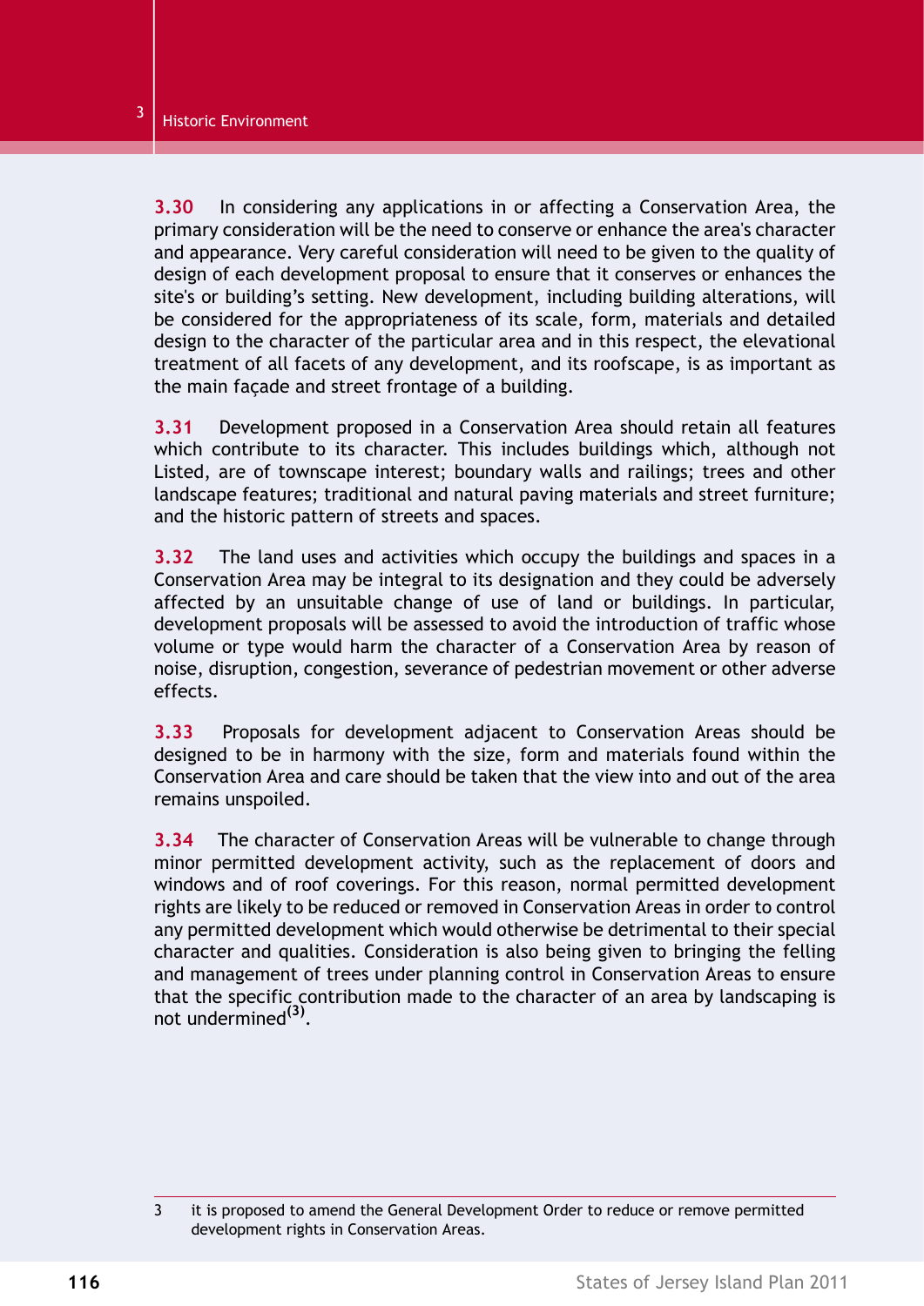**3.30** In considering any applications in or affecting a Conservation Area, the primary consideration will be the need to conserve or enhance the area's character and appearance. Very careful consideration will need to be given to the quality of design of each development proposal to ensure that it conserves or enhances the site's or building's setting. New development, including building alterations, will be considered for the appropriateness of its scale, form, materials and detailed design to the character of the particular area and in this respect, the elevational treatment of all facets of any development, and its roofscape, is as important as the main façade and street frontage of a building.

**3.31** Development proposed in a Conservation Area should retain all features which contribute to its character. This includes buildings which, although not Listed, are of townscape interest; boundary walls and railings; trees and other landscape features; traditional and natural paving materials and street furniture; and the historic pattern of streets and spaces.

**3.32** The land uses and activities which occupy the buildings and spaces in a Conservation Area may be integral to its designation and they could be adversely affected by an unsuitable change of use of land or buildings. In particular, development proposals will be assessed to avoid the introduction of traffic whose volume or type would harm the character of a Conservation Area by reason of noise, disruption, congestion, severance of pedestrian movement or other adverse effects.

**3.33** Proposals for development adjacent to Conservation Areas should be designed to be in harmony with the size, form and materials found within the Conservation Area and care should be taken that the view into and out of the area remains unspoiled.

**3.34** The character of Conservation Areas will be vulnerable to change through minor permitted development activity, such as the replacement of doors and windows and of roof coverings. For this reason, normal permitted development rights are likely to be reduced or removed in Conservation Areas in order to control any permitted development which would otherwise be detrimental to their special character and qualities. Consideration is also being given to bringing the felling and management of trees under planning control in Conservation Areas to ensure that the specific contribution made to the character of an area by landscaping is not undermined[3].

---

3 it is proposed to amend the General Development Order to reduce or remove permitted development rights in Conservation Areas.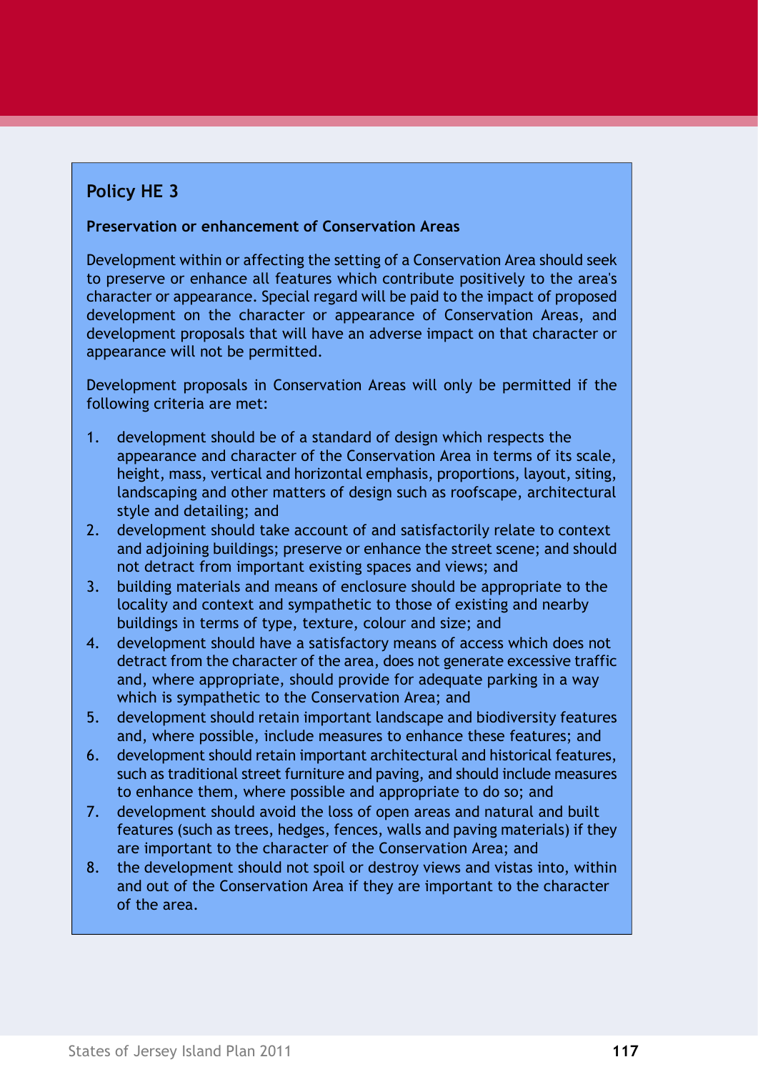## Policy HE 3

**Preservation or enhancement of Conservation Areas**

Development within or affecting the setting of a Conservation Area should seek to preserve or enhance all features which contribute positively to the area's character or appearance. Special regard will be paid to the impact of proposed development on the character or appearance of Conservation Areas, and development proposals that will have an adverse impact on that character or appearance will not be permitted.

Development proposals in Conservation Areas will only be permitted if the following criteria are met:

1. development should be of a standard of design which respects the appearance and character of the Conservation Area in terms of its scale, height, mass, vertical and horizontal emphasis, proportions, layout, siting, landscaping and other matters of design such as roofscape, architectural style and detailing; and
2. development should take account of and satisfactorily relate to context and adjoining buildings; preserve or enhance the street scene; and should not detract from important existing spaces and views; and
3. building materials and means of enclosure should be appropriate to the locality and context and sympathetic to those of existing and nearby buildings in terms of type, texture, colour and size; and
4. development should have a satisfactory means of access which does not detract from the character of the area, does not generate excessive traffic and, where appropriate, should provide for adequate parking in a way which is sympathetic to the Conservation Area; and
5. development should retain important landscape and biodiversity features and, where possible, include measures to enhance these features; and
6. development should retain important architectural and historical features, such as traditional street furniture and paving, and should include measures to enhance them, where possible and appropriate to do so; and
7. development should avoid the loss of open areas and natural and built features (such as trees, hedges, fences, walls and paving materials) if they are important to the character of the Conservation Area; and
8. the development should not spoil or destroy views and vistas into, within and out of the Conservation Area if they are important to the character of the area.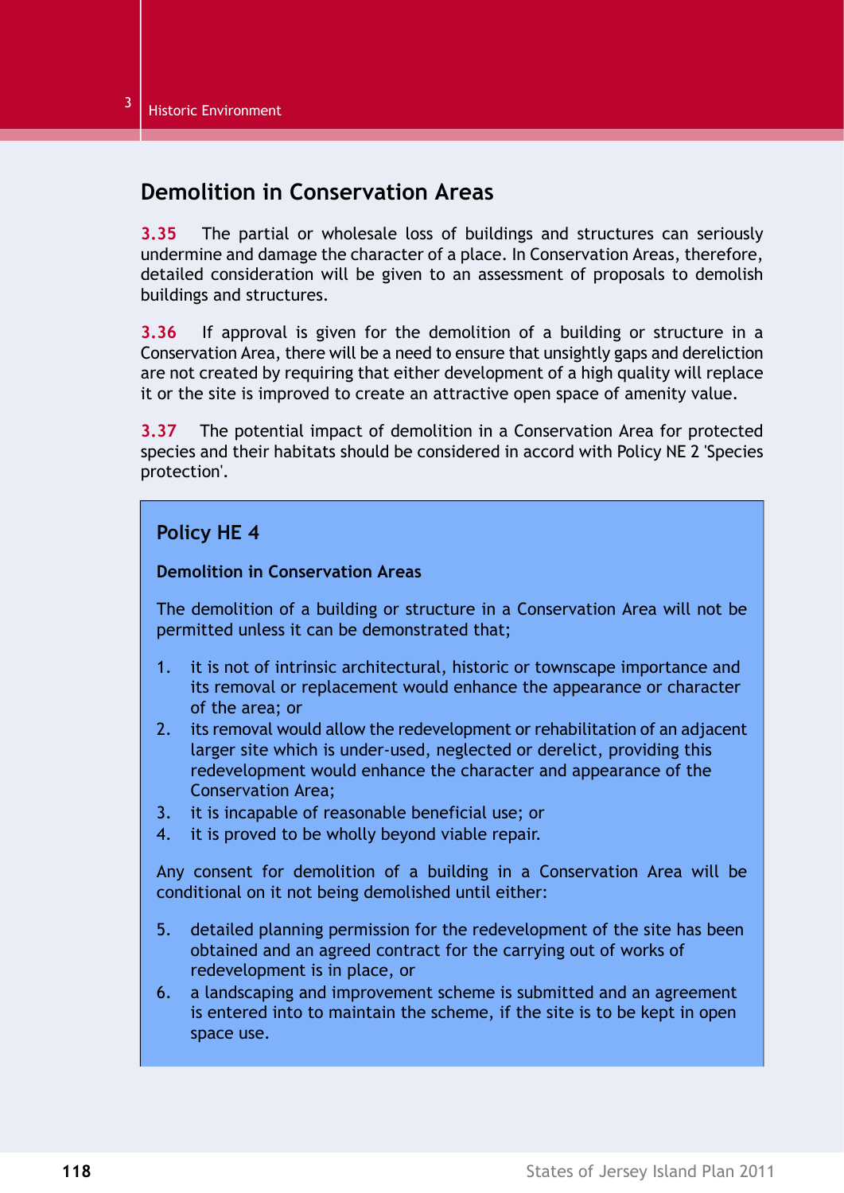## Demolition in Conservation Areas

**3.35** The partial or wholesale loss of buildings and structures can seriously undermine and damage the character of a place. In Conservation Areas, therefore, detailed consideration will be given to an assessment of proposals to demolish buildings and structures.

**3.36** If approval is given for the demolition of a building or structure in a Conservation Area, there will be a need to ensure that unsightly gaps and dereliction are not created by requiring that either development of a high quality will replace it or the site is improved to create an attractive open space of amenity value.

**3.37** The potential impact of demolition in a Conservation Area for protected species and their habitats should be considered in accord with Policy NE 2 'Species protection'.

### Policy HE 4

**Demolition in Conservation Areas**

The demolition of a building or structure in a Conservation Area will not be permitted unless it can be demonstrated that;

1. it is not of intrinsic architectural, historic or townscape importance and its removal or replacement would enhance the appearance or character of the area; or
2. its removal would allow the redevelopment or rehabilitation of an adjacent larger site which is under-used, neglected or derelict, providing this redevelopment would enhance the character and appearance of the Conservation Area;
3. it is incapable of reasonable beneficial use; or
4. it is proved to be wholly beyond viable repair.

Any consent for demolition of a building in a Conservation Area will be conditional on it not being demolished until either:

5. detailed planning permission for the redevelopment of the site has been obtained and an agreed contract for the carrying out of works of redevelopment is in place, or
6. a landscaping and improvement scheme is submitted and an agreement is entered into to maintain the scheme, if the site is to be kept in open space use.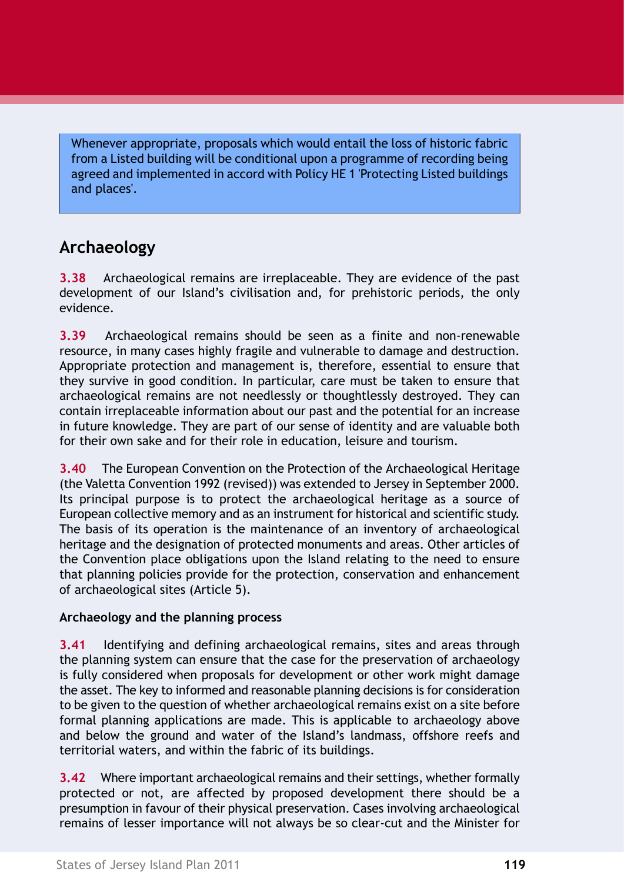Whenever appropriate, proposals which would entail the loss of historic fabric from a Listed building will be conditional upon a programme of recording being agreed and implemented in accord with Policy HE 1 'Protecting Listed buildings and places'.

## Archaeology

**3.38** Archaeological remains are irreplaceable. They are evidence of the past development of our Island's civilisation and, for prehistoric periods, the only evidence.

**3.39** Archaeological remains should be seen as a finite and non-renewable resource, in many cases highly fragile and vulnerable to damage and destruction. Appropriate protection and management is, therefore, essential to ensure that they survive in good condition. In particular, care must be taken to ensure that archaeological remains are not needlessly or thoughtlessly destroyed. They can contain irreplaceable information about our past and the potential for an increase in future knowledge. They are part of our sense of identity and are valuable both for their own sake and for their role in education, leisure and tourism.

**3.40** The European Convention on the Protection of the Archaeological Heritage (the Valetta Convention 1992 (revised)) was extended to Jersey in September 2000. Its principal purpose is to protect the archaeological heritage as a source of European collective memory and as an instrument for historical and scientific study. The basis of its operation is the maintenance of an inventory of archaeological heritage and the designation of protected monuments and areas. Other articles of the Convention place obligations upon the Island relating to the need to ensure that planning policies provide for the protection, conservation and enhancement of archaeological sites (Article 5).

### Archaeology and the planning process

**3.41** Identifying and defining archaeological remains, sites and areas through the planning system can ensure that the case for the preservation of archaeology is fully considered when proposals for development or other work might damage the asset. The key to informed and reasonable planning decisions is for consideration to be given to the question of whether archaeological remains exist on a site before formal planning applications are made. This is applicable to archaeology above and below the ground and water of the Island's landmass, offshore reefs and territorial waters, and within the fabric of its buildings.

**3.42** Where important archaeological remains and their settings, whether formally protected or not, are affected by proposed development there should be a presumption in favour of their physical preservation. Cases involving archaeological remains of lesser importance will not always be so clear-cut and the Minister for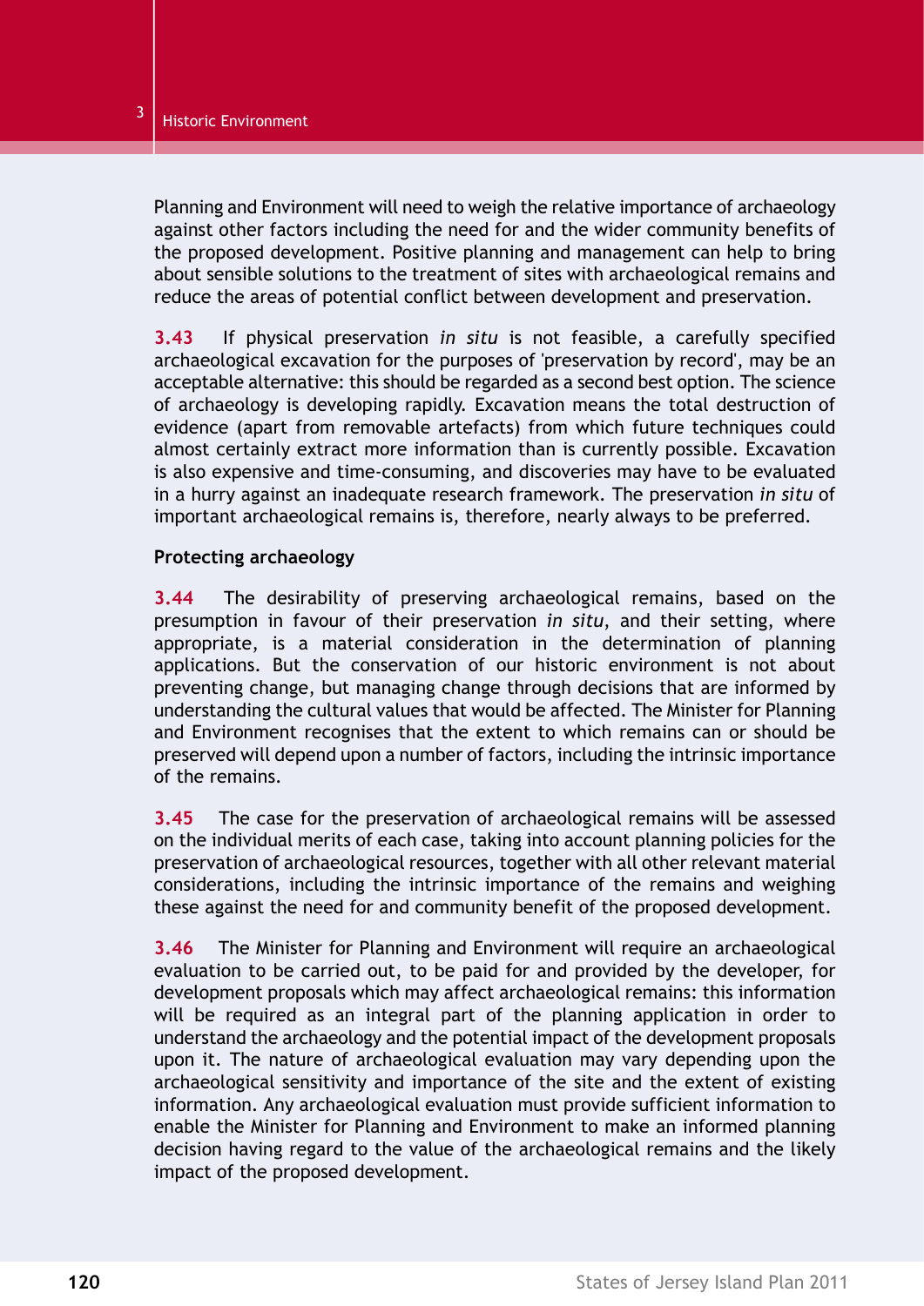Planning and Environment will need to weigh the relative importance of archaeology against other factors including the need for and the wider community benefits of the proposed development. Positive planning and management can help to bring about sensible solutions to the treatment of sites with archaeological remains and reduce the areas of potential conflict between development and preservation.

**3.43** If physical preservation *in situ* is not feasible, a carefully specified archaeological excavation for the purposes of 'preservation by record', may be an acceptable alternative: this should be regarded as a second best option. The science of archaeology is developing rapidly. Excavation means the total destruction of evidence (apart from removable artefacts) from which future techniques could almost certainly extract more information than is currently possible. Excavation is also expensive and time-consuming, and discoveries may have to be evaluated in a hurry against an inadequate research framework. The preservation *in situ* of important archaeological remains is, therefore, nearly always to be preferred.

**Protecting archaeology**

**3.44** The desirability of preserving archaeological remains, based on the presumption in favour of their preservation *in situ*, and their setting, where appropriate, is a material consideration in the determination of planning applications. But the conservation of our historic environment is not about preventing change, but managing change through decisions that are informed by understanding the cultural values that would be affected. The Minister for Planning and Environment recognises that the extent to which remains can or should be preserved will depend upon a number of factors, including the intrinsic importance of the remains.

**3.45** The case for the preservation of archaeological remains will be assessed on the individual merits of each case, taking into account planning policies for the preservation of archaeological resources, together with all other relevant material considerations, including the intrinsic importance of the remains and weighing these against the need for and community benefit of the proposed development.

**3.46** The Minister for Planning and Environment will require an archaeological evaluation to be carried out, to be paid for and provided by the developer, for development proposals which may affect archaeological remains: this information will be required as an integral part of the planning application in order to understand the archaeology and the potential impact of the development proposals upon it. The nature of archaeological evaluation may vary depending upon the archaeological sensitivity and importance of the site and the extent of existing information. Any archaeological evaluation must provide sufficient information to enable the Minister for Planning and Environment to make an informed planning decision having regard to the value of the archaeological remains and the likely impact of the proposed development.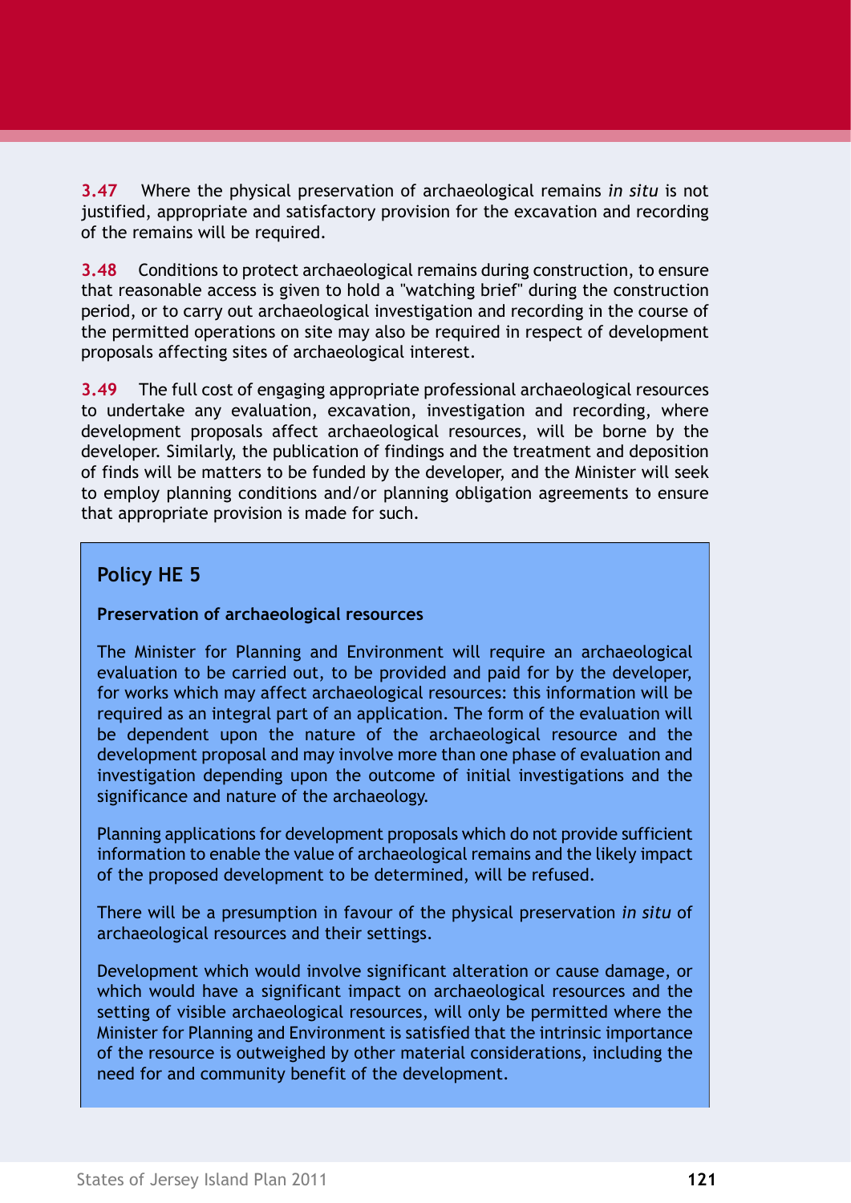**3.47** Where the physical preservation of archaeological remains *in situ* is not justified, appropriate and satisfactory provision for the excavation and recording of the remains will be required.

**3.48** Conditions to protect archaeological remains during construction, to ensure that reasonable access is given to hold a "watching brief" during the construction period, or to carry out archaeological investigation and recording in the course of the permitted operations on site may also be required in respect of development proposals affecting sites of archaeological interest.

**3.49** The full cost of engaging appropriate professional archaeological resources to undertake any evaluation, excavation, investigation and recording, where development proposals affect archaeological resources, will be borne by the developer. Similarly, the publication of findings and the treatment and deposition of finds will be matters to be funded by the developer, and the Minister will seek to employ planning conditions and/or planning obligation agreements to ensure that appropriate provision is made for such.

## Policy HE 5

**Preservation of archaeological resources**

The Minister for Planning and Environment will require an archaeological evaluation to be carried out, to be provided and paid for by the developer, for works which may affect archaeological resources: this information will be required as an integral part of an application. The form of the evaluation will be dependent upon the nature of the archaeological resource and the development proposal and may involve more than one phase of evaluation and investigation depending upon the outcome of initial investigations and the significance and nature of the archaeology.

Planning applications for development proposals which do not provide sufficient information to enable the value of archaeological remains and the likely impact of the proposed development to be determined, will be refused.

There will be a presumption in favour of the physical preservation *in situ* of archaeological resources and their settings.

Development which would involve significant alteration or cause damage, or which would have a significant impact on archaeological resources and the setting of visible archaeological resources, will only be permitted where the Minister for Planning and Environment is satisfied that the intrinsic importance of the resource is outweighed by other material considerations, including the need for and community benefit of the development.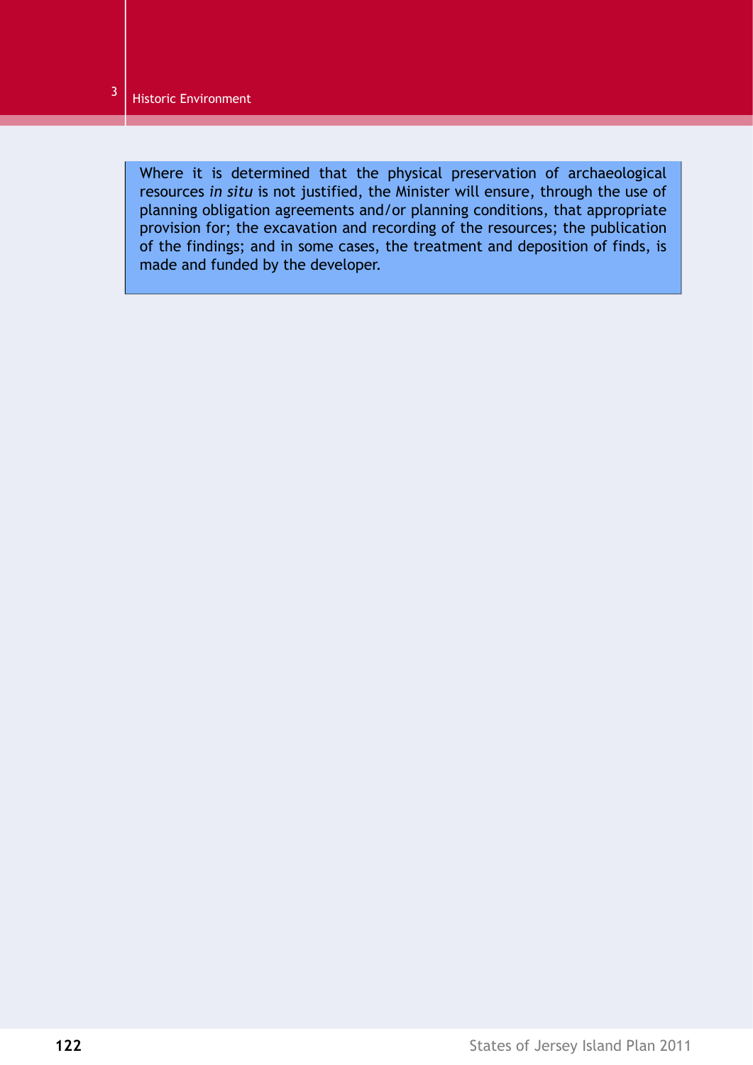Where it is determined that the physical preservation of archaeological resources *in situ* is not justified, the Minister will ensure, through the use of planning obligation agreements and/or planning conditions, that appropriate provision for; the excavation and recording of the resources; the publication of the findings; and in some cases, the treatment and deposition of finds, is made and funded by the developer.